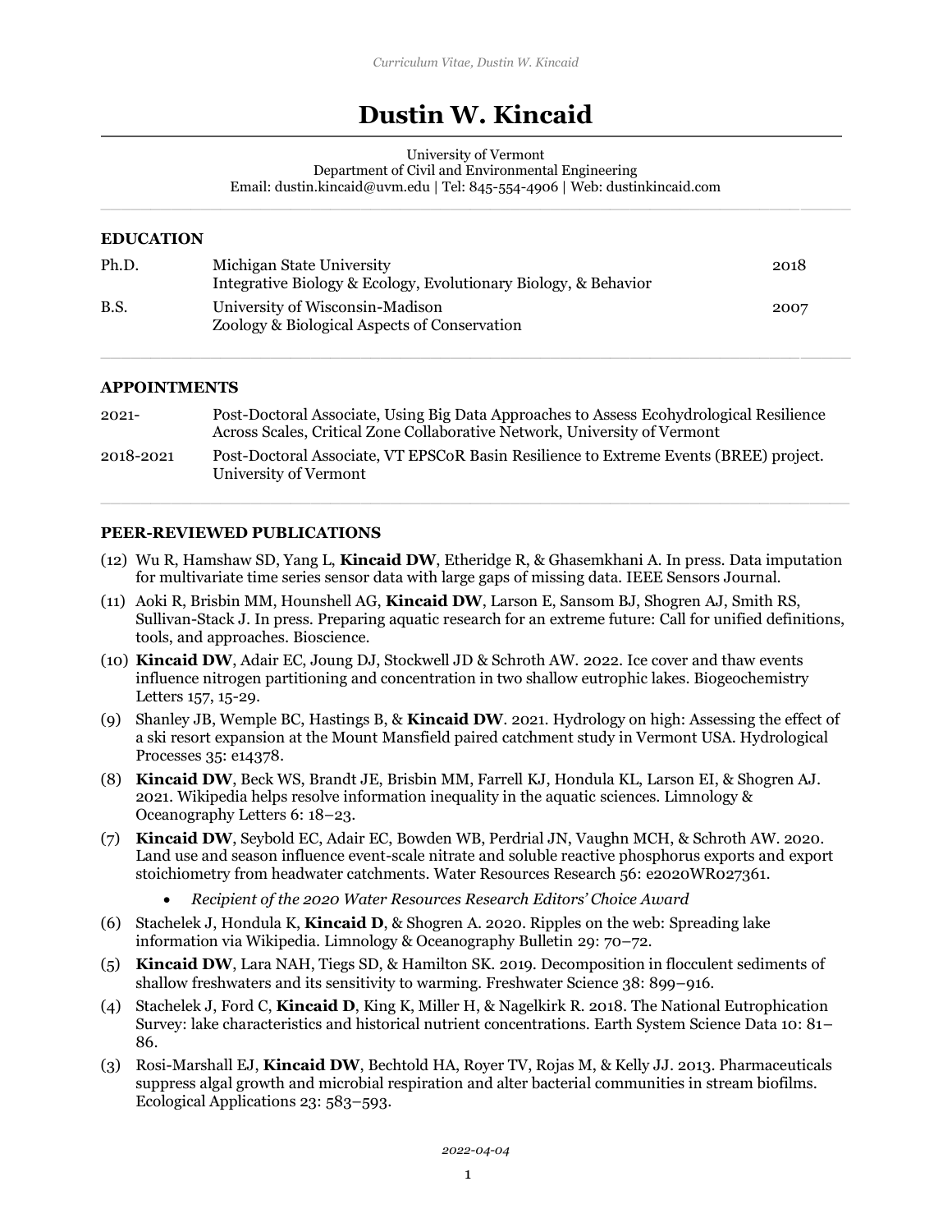# Dustin W. Kincaid

University of Vermont
Department of Civil and Environmental Engineering
Email: dustin.kincaid@uvm.edu | Tel: 845-554-4906 | Web: dustinkincaid.com

## EDUCATION

| | | |
|---|---|---|
| Ph.D. | Michigan State University<br>Integrative Biology & Ecology, Evolutionary Biology, & Behavior | 2018 |
| B.S. | University of Wisconsin-Madison<br>Zoology & Biological Aspects of Conservation | 2007 |

## APPOINTMENTS

| | |
|---|---|
| 2021- | Post-Doctoral Associate, Using Big Data Approaches to Assess Ecohydrological Resilience Across Scales, Critical Zone Collaborative Network, University of Vermont |
| 2018-2021 | Post-Doctoral Associate, VT EPSCoR Basin Resilience to Extreme Events (BREE) project. University of Vermont |

## PEER-REVIEWED PUBLICATIONS

(12) Wu R, Hamshaw SD, Yang L, **Kincaid DW**, Etheridge R, & Ghasemkhani A. In press. Data imputation for multivariate time series sensor data with large gaps of missing data. IEEE Sensors Journal.

(11) Aoki R, Brisbin MM, Hounshell AG, **Kincaid DW**, Larson E, Sansom BJ, Shogren AJ, Smith RS, Sullivan-Stack J. In press. Preparing aquatic research for an extreme future: Call for unified definitions, tools, and approaches. Bioscience.

(10) **Kincaid DW**, Adair EC, Joung DJ, Stockwell JD & Schroth AW. 2022. Ice cover and thaw events influence nitrogen partitioning and concentration in two shallow eutrophic lakes. Biogeochemistry Letters 157, 15-29.

(9) Shanley JB, Wemple BC, Hastings B, & **Kincaid DW**. 2021. Hydrology on high: Assessing the effect of a ski resort expansion at the Mount Mansfield paired catchment study in Vermont USA. Hydrological Processes 35: e14378.

(8) **Kincaid DW**, Beck WS, Brandt JE, Brisbin MM, Farrell KJ, Hondula KL, Larson EI, & Shogren AJ. 2021. Wikipedia helps resolve information inequality in the aquatic sciences. Limnology & Oceanography Letters 6: 18–23.

(7) **Kincaid DW**, Seybold EC, Adair EC, Bowden WB, Perdrial JN, Vaughn MCH, & Schroth AW. 2020. Land use and season influence event-scale nitrate and soluble reactive phosphorus exports and export stoichiometry from headwater catchments. Water Resources Research 56: e2020WR027361.

- *Recipient of the 2020 Water Resources Research Editors' Choice Award*

(6) Stachelek J, Hondula K, **Kincaid D**, & Shogren A. 2020. Ripples on the web: Spreading lake information via Wikipedia. Limnology & Oceanography Bulletin 29: 70–72.

(5) **Kincaid DW**, Lara NAH, Tiegs SD, & Hamilton SK. 2019. Decomposition in flocculent sediments of shallow freshwaters and its sensitivity to warming. Freshwater Science 38: 899–916.

(4) Stachelek J, Ford C, **Kincaid D**, King K, Miller H, & Nagelkirk R. 2018. The National Eutrophication Survey: lake characteristics and historical nutrient concentrations. Earth System Science Data 10: 81–86.

(3) Rosi-Marshall EJ, **Kincaid DW**, Bechtold HA, Royer TV, Rojas M, & Kelly JJ. 2013. Pharmaceuticals suppress algal growth and microbial respiration and alter bacterial communities in stream biofilms. Ecological Applications 23: 583–593.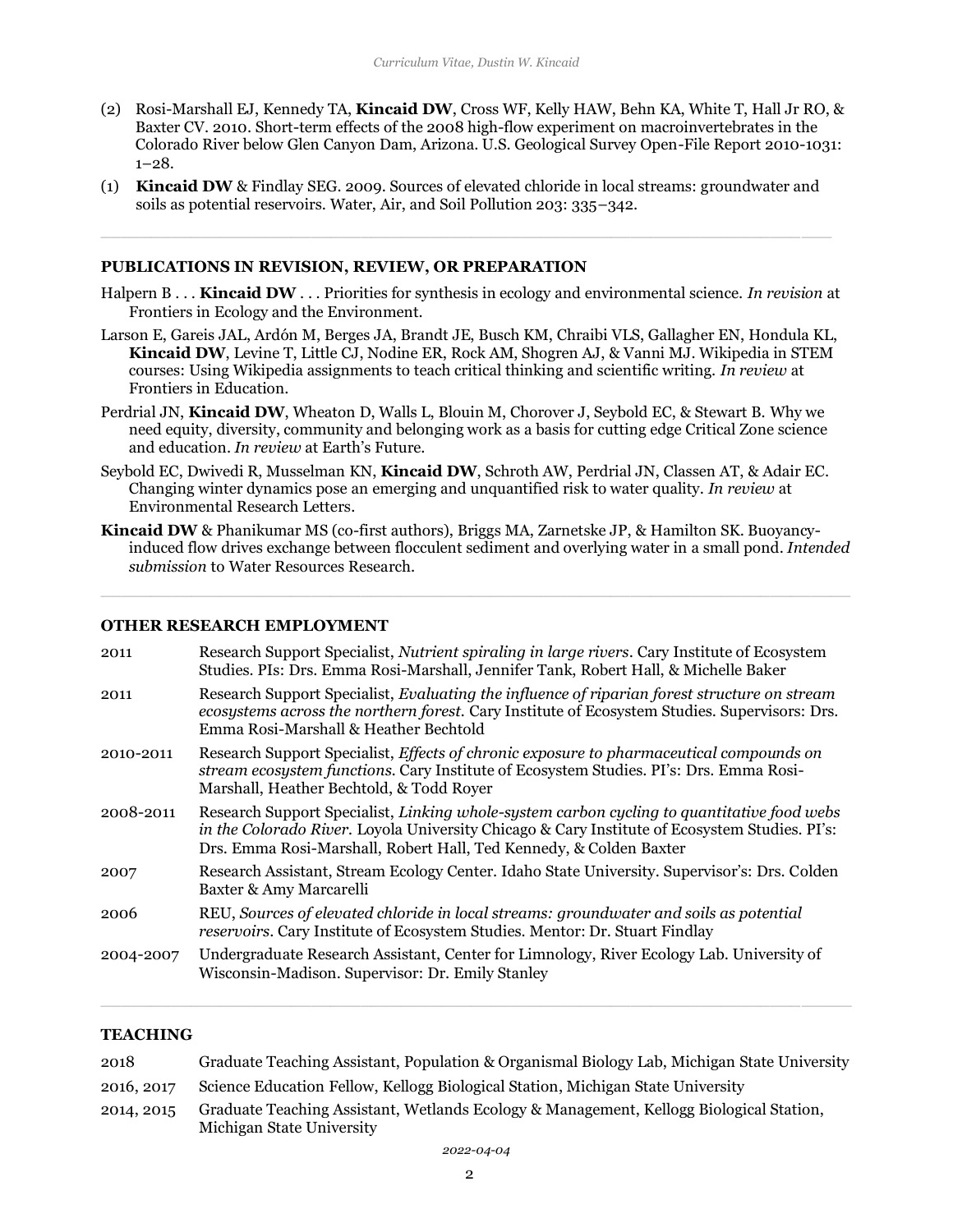(2) Rosi-Marshall EJ, Kennedy TA, **Kincaid DW**, Cross WF, Kelly HAW, Behn KA, White T, Hall Jr RO, & Baxter CV. 2010. Short-term effects of the 2008 high-flow experiment on macroinvertebrates in the Colorado River below Glen Canyon Dam, Arizona. U.S. Geological Survey Open-File Report 2010-1031: 1–28.

(1) **Kincaid DW** & Findlay SEG. 2009. Sources of elevated chloride in local streams: groundwater and soils as potential reservoirs. Water, Air, and Soil Pollution 203: 335–342.

---

## PUBLICATIONS IN REVISION, REVIEW, OR PREPARATION

Halpern B . . . **Kincaid DW** . . . Priorities for synthesis in ecology and environmental science. *In revision* at Frontiers in Ecology and the Environment.

Larson E, Gareis JAL, Ardón M, Berges JA, Brandt JE, Busch KM, Chraibi VLS, Gallagher EN, Hondula KL, **Kincaid DW**, Levine T, Little CJ, Nodine ER, Rock AM, Shogren AJ, & Vanni MJ. Wikipedia in STEM courses: Using Wikipedia assignments to teach critical thinking and scientific writing. *In review* at Frontiers in Education.

Perdrial JN, **Kincaid DW**, Wheaton D, Walls L, Blouin M, Chorover J, Seybold EC, & Stewart B. Why we need equity, diversity, community and belonging work as a basis for cutting edge Critical Zone science and education. *In review* at Earth's Future.

Seybold EC, Dwivedi R, Musselman KN, **Kincaid DW**, Schroth AW, Perdrial JN, Classen AT, & Adair EC. Changing winter dynamics pose an emerging and unquantified risk to water quality. *In review* at Environmental Research Letters.

**Kincaid DW** & Phanikumar MS (co-first authors), Briggs MA, Zarnetske JP, & Hamilton SK. Buoyancy-induced flow drives exchange between flocculent sediment and overlying water in a small pond. *Intended submission* to Water Resources Research.

---

## OTHER RESEARCH EMPLOYMENT

| | |
|---|---|
| 2011 | Research Support Specialist, *Nutrient spiraling in large rivers*. Cary Institute of Ecosystem Studies. PIs: Drs. Emma Rosi-Marshall, Jennifer Tank, Robert Hall, & Michelle Baker |
| 2011 | Research Support Specialist, *Evaluating the influence of riparian forest structure on stream ecosystems across the northern forest.* Cary Institute of Ecosystem Studies. Supervisors: Drs. Emma Rosi-Marshall & Heather Bechtold |
| 2010-2011 | Research Support Specialist, *Effects of chronic exposure to pharmaceutical compounds on stream ecosystem functions*. Cary Institute of Ecosystem Studies. PI's: Drs. Emma Rosi-Marshall, Heather Bechtold, & Todd Royer |
| 2008-2011 | Research Support Specialist, *Linking whole-system carbon cycling to quantitative food webs in the Colorado River.* Loyola University Chicago & Cary Institute of Ecosystem Studies. PI's: Drs. Emma Rosi-Marshall, Robert Hall, Ted Kennedy, & Colden Baxter |
| 2007 | Research Assistant, Stream Ecology Center. Idaho State University. Supervisor's: Drs. Colden Baxter & Amy Marcarelli |
| 2006 | REU, *Sources of elevated chloride in local streams: groundwater and soils as potential reservoirs*. Cary Institute of Ecosystem Studies. Mentor: Dr. Stuart Findlay |
| 2004-2007 | Undergraduate Research Assistant, Center for Limnology, River Ecology Lab. University of Wisconsin-Madison. Supervisor: Dr. Emily Stanley |

---

## TEACHING

| | |
|---|---|
| 2018 | Graduate Teaching Assistant, Population & Organismal Biology Lab, Michigan State University |
| 2016, 2017 | Science Education Fellow, Kellogg Biological Station, Michigan State University |
| 2014, 2015 | Graduate Teaching Assistant, Wetlands Ecology & Management, Kellogg Biological Station, Michigan State University |

2022-04-04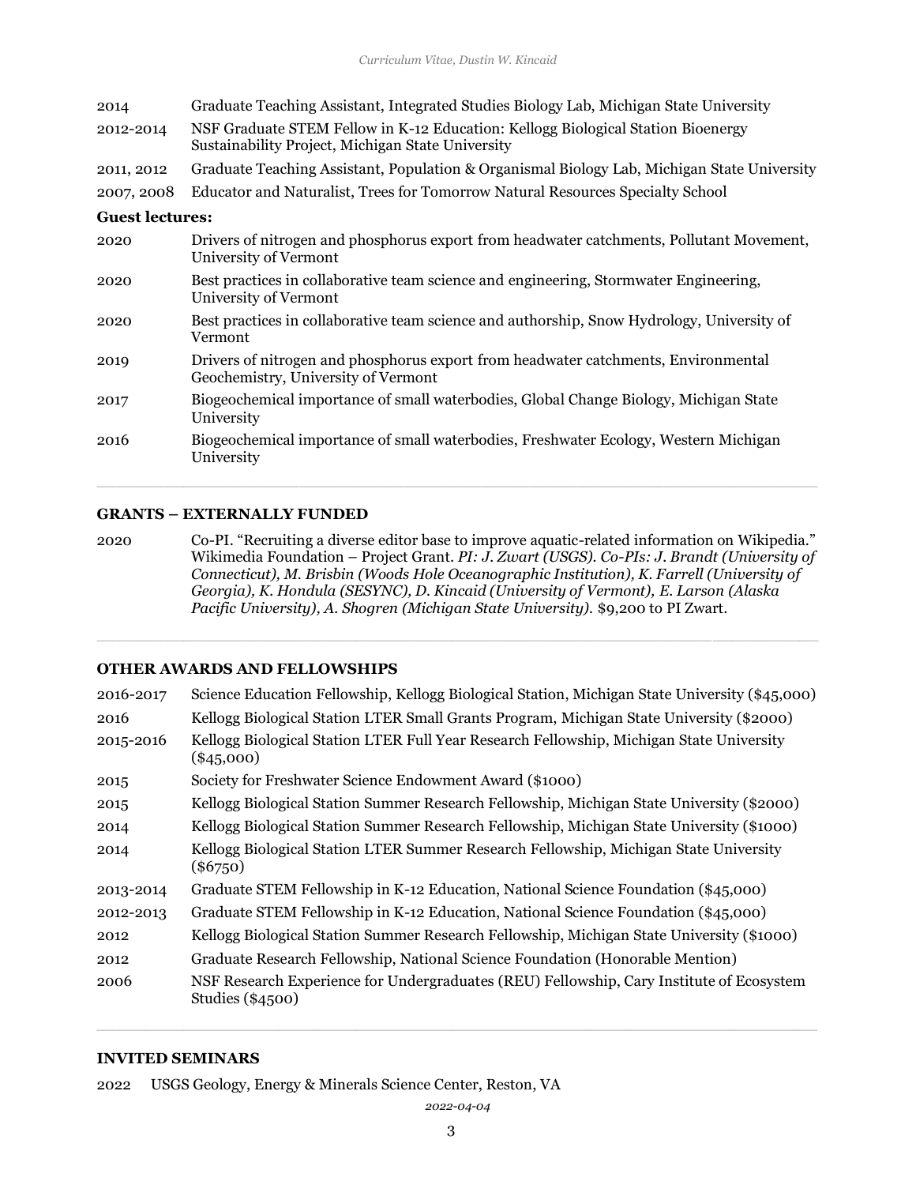| | |
|---|---|
| 2014 | Graduate Teaching Assistant, Integrated Studies Biology Lab, Michigan State University |
| 2012-2014 | NSF Graduate STEM Fellow in K-12 Education: Kellogg Biological Station Bioenergy Sustainability Project, Michigan State University |
| 2011, 2012 | Graduate Teaching Assistant, Population & Organismal Biology Lab, Michigan State University |
| 2007, 2008 | Educator and Naturalist, Trees for Tomorrow Natural Resources Specialty School |

**Guest lectures:**

| | |
|---|---|
| 2020 | Drivers of nitrogen and phosphorus export from headwater catchments, Pollutant Movement, University of Vermont |
| 2020 | Best practices in collaborative team science and engineering, Stormwater Engineering, University of Vermont |
| 2020 | Best practices in collaborative team science and authorship, Snow Hydrology, University of Vermont |
| 2019 | Drivers of nitrogen and phosphorus export from headwater catchments, Environmental Geochemistry, University of Vermont |
| 2017 | Biogeochemical importance of small waterbodies, Global Change Biology, Michigan State University |
| 2016 | Biogeochemical importance of small waterbodies, Freshwater Ecology, Western Michigan University |

## GRANTS – EXTERNALLY FUNDED

| | |
|---|---|
| 2020 | Co-PI. "Recruiting a diverse editor base to improve aquatic-related information on Wikipedia." Wikimedia Foundation – Project Grant. *PI: J. Zwart (USGS). Co-PIs: J. Brandt (University of Connecticut), M. Brisbin (Woods Hole Oceanographic Institution), K. Farrell (University of Georgia), K. Hondula (SESYNC), D. Kincaid (University of Vermont), E. Larson (Alaska Pacific University), A. Shogren (Michigan State University).* $9,200 to PI Zwart. |

## OTHER AWARDS AND FELLOWSHIPS

| | |
|---|---|
| 2016-2017 | Science Education Fellowship, Kellogg Biological Station, Michigan State University ($45,000) |
| 2016 | Kellogg Biological Station LTER Small Grants Program, Michigan State University ($2000) |
| 2015-2016 | Kellogg Biological Station LTER Full Year Research Fellowship, Michigan State University ($45,000) |
| 2015 | Society for Freshwater Science Endowment Award ($1000) |
| 2015 | Kellogg Biological Station Summer Research Fellowship, Michigan State University ($2000) |
| 2014 | Kellogg Biological Station Summer Research Fellowship, Michigan State University ($1000) |
| 2014 | Kellogg Biological Station LTER Summer Research Fellowship, Michigan State University ($6750) |
| 2013-2014 | Graduate STEM Fellowship in K-12 Education, National Science Foundation ($45,000) |
| 2012-2013 | Graduate STEM Fellowship in K-12 Education, National Science Foundation ($45,000) |
| 2012 | Kellogg Biological Station Summer Research Fellowship, Michigan State University ($1000) |
| 2012 | Graduate Research Fellowship, National Science Foundation (Honorable Mention) |
| 2006 | NSF Research Experience for Undergraduates (REU) Fellowship, Cary Institute of Ecosystem Studies ($4500) |

## INVITED SEMINARS

2022 USGS Geology, Energy & Minerals Science Center, Reston, VA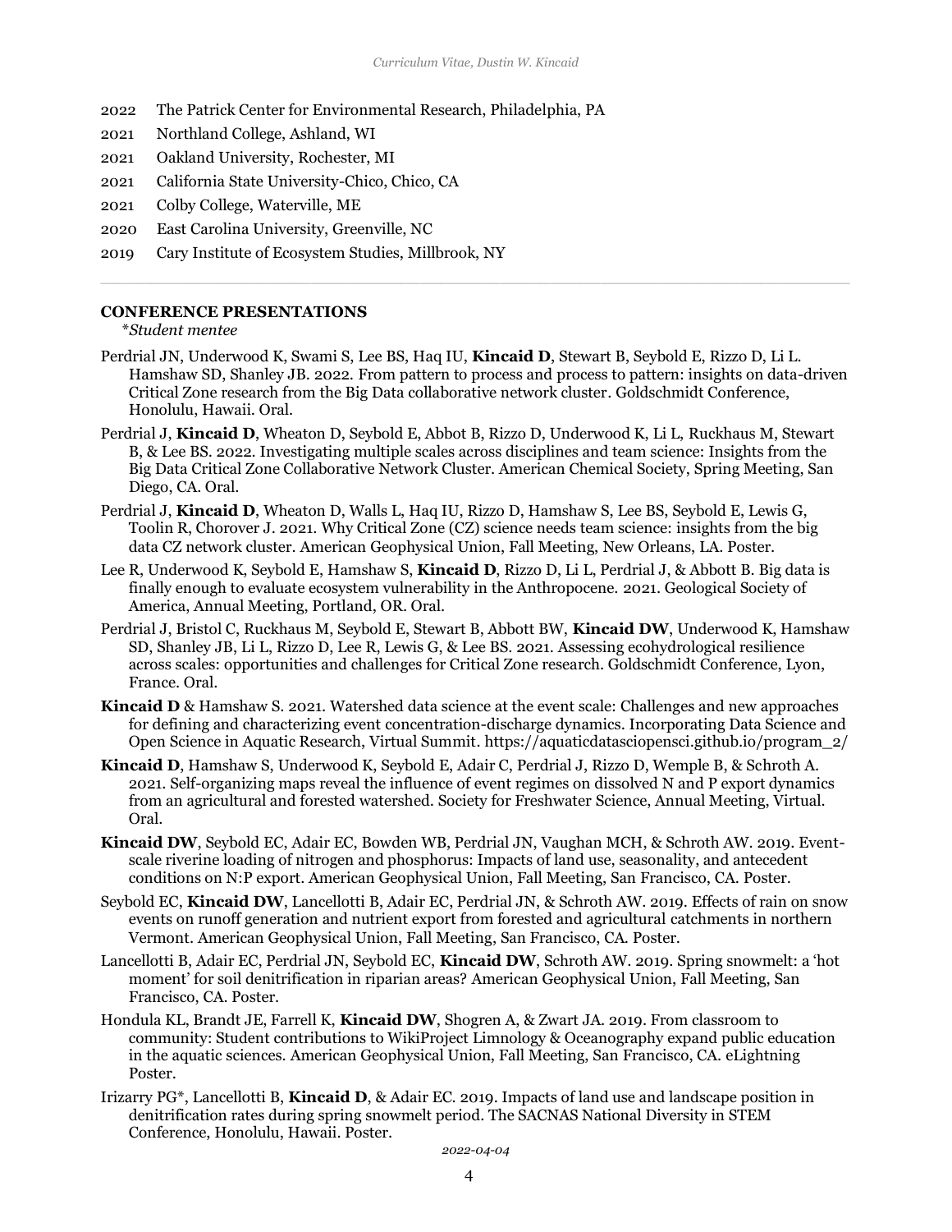2022 The Patrick Center for Environmental Research, Philadelphia, PA

2021 Northland College, Ashland, WI

2021 Oakland University, Rochester, MI

2021 California State University-Chico, Chico, CA

2021 Colby College, Waterville, ME

2020 East Carolina University, Greenville, NC

2019 Cary Institute of Ecosystem Studies, Millbrook, NY

---

### CONFERENCE PRESENTATIONS

*\*Student mentee*

Perdrial JN, Underwood K, Swami S, Lee BS, Haq IU, **Kincaid D**, Stewart B, Seybold E, Rizzo D, Li L. Hamshaw SD, Shanley JB. 2022. From pattern to process and process to pattern: insights on data-driven Critical Zone research from the Big Data collaborative network cluster. Goldschmidt Conference, Honolulu, Hawaii. Oral.

Perdrial J, **Kincaid D**, Wheaton D, Seybold E, Abbot B, Rizzo D, Underwood K, Li L, Ruckhaus M, Stewart B, & Lee BS. 2022. Investigating multiple scales across disciplines and team science: Insights from the Big Data Critical Zone Collaborative Network Cluster. American Chemical Society, Spring Meeting, San Diego, CA. Oral.

Perdrial J, **Kincaid D**, Wheaton D, Walls L, Haq IU, Rizzo D, Hamshaw S, Lee BS, Seybold E, Lewis G, Toolin R, Chorover J. 2021. Why Critical Zone (CZ) science needs team science: insights from the big data CZ network cluster. American Geophysical Union, Fall Meeting, New Orleans, LA. Poster.

Lee R, Underwood K, Seybold E, Hamshaw S, **Kincaid D**, Rizzo D, Li L, Perdrial J, & Abbott B. Big data is finally enough to evaluate ecosystem vulnerability in the Anthropocene. 2021. Geological Society of America, Annual Meeting, Portland, OR. Oral.

Perdrial J, Bristol C, Ruckhaus M, Seybold E, Stewart B, Abbott BW, **Kincaid DW**, Underwood K, Hamshaw SD, Shanley JB, Li L, Rizzo D, Lee R, Lewis G, & Lee BS. 2021. Assessing ecohydrological resilience across scales: opportunities and challenges for Critical Zone research. Goldschmidt Conference, Lyon, France. Oral.

**Kincaid D** & Hamshaw S. 2021. Watershed data science at the event scale: Challenges and new approaches for defining and characterizing event concentration-discharge dynamics. Incorporating Data Science and Open Science in Aquatic Research, Virtual Summit. https://aquaticdatasciopensci.github.io/program_2/

**Kincaid D**, Hamshaw S, Underwood K, Seybold E, Adair C, Perdrial J, Rizzo D, Wemple B, & Schroth A. 2021. Self-organizing maps reveal the influence of event regimes on dissolved N and P export dynamics from an agricultural and forested watershed. Society for Freshwater Science, Annual Meeting, Virtual. Oral.

**Kincaid DW**, Seybold EC, Adair EC, Bowden WB, Perdrial JN, Vaughan MCH, & Schroth AW. 2019. Event-scale riverine loading of nitrogen and phosphorus: Impacts of land use, seasonality, and antecedent conditions on N:P export. American Geophysical Union, Fall Meeting, San Francisco, CA. Poster.

Seybold EC, **Kincaid DW**, Lancellotti B, Adair EC, Perdrial JN, & Schroth AW. 2019. Effects of rain on snow events on runoff generation and nutrient export from forested and agricultural catchments in northern Vermont. American Geophysical Union, Fall Meeting, San Francisco, CA. Poster.

Lancellotti B, Adair EC, Perdrial JN, Seybold EC, **Kincaid DW**, Schroth AW. 2019. Spring snowmelt: a 'hot moment' for soil denitrification in riparian areas? American Geophysical Union, Fall Meeting, San Francisco, CA. Poster.

Hondula KL, Brandt JE, Farrell K, **Kincaid DW**, Shogren A, & Zwart JA. 2019. From classroom to community: Student contributions to WikiProject Limnology & Oceanography expand public education in the aquatic sciences. American Geophysical Union, Fall Meeting, San Francisco, CA. eLightning Poster.

Irizarry PG*, Lancellotti B, **Kincaid D**, & Adair EC. 2019. Impacts of land use and landscape position in denitrification rates during spring snowmelt period. The SACNAS National Diversity in STEM Conference, Honolulu, Hawaii. Poster.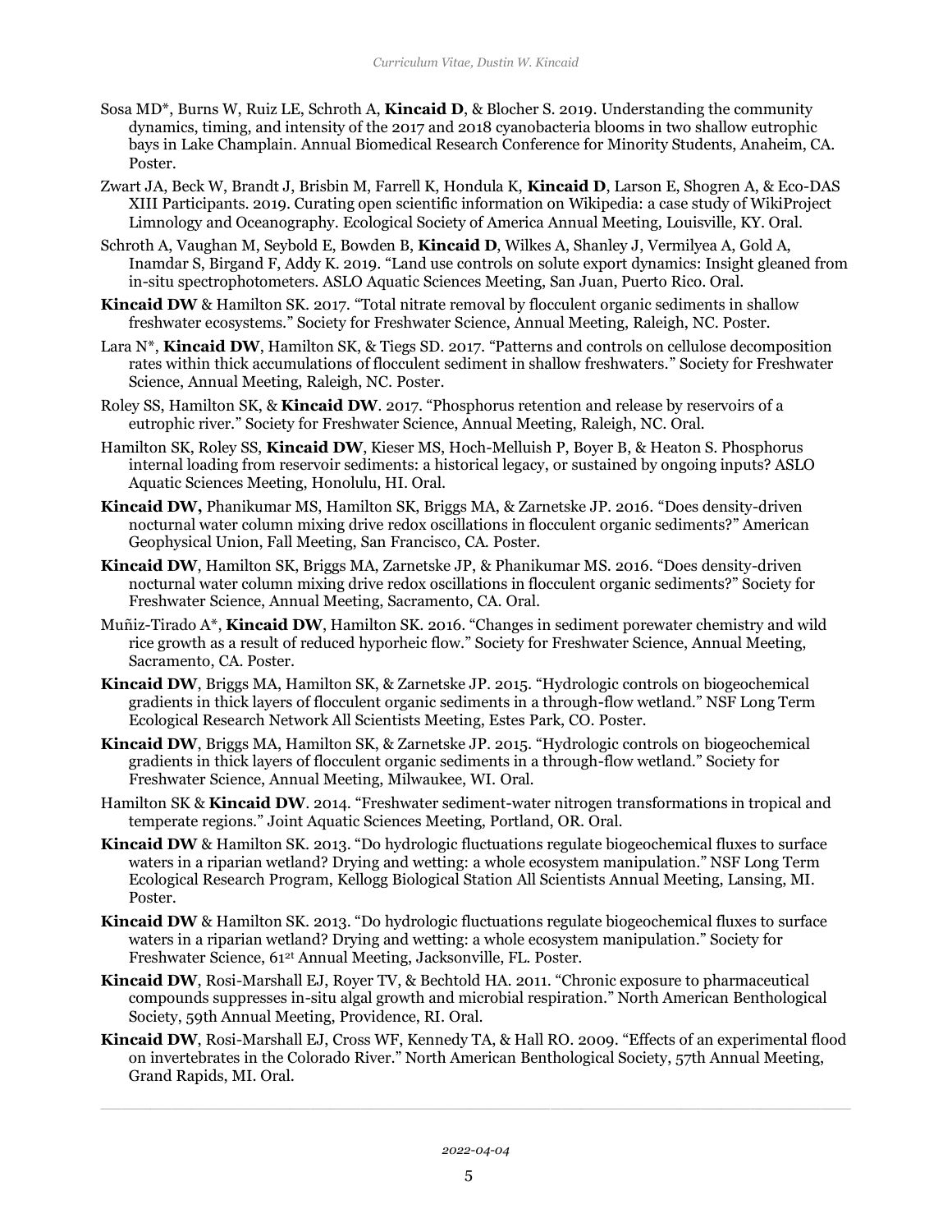Sosa MD*, Burns W, Ruiz LE, Schroth A, **Kincaid D**, & Blocher S. 2019. Understanding the community dynamics, timing, and intensity of the 2017 and 2018 cyanobacteria blooms in two shallow eutrophic bays in Lake Champlain. Annual Biomedical Research Conference for Minority Students, Anaheim, CA. Poster.

Zwart JA, Beck W, Brandt J, Brisbin M, Farrell K, Hondula K, **Kincaid D**, Larson E, Shogren A, & Eco-DAS XIII Participants. 2019. Curating open scientific information on Wikipedia: a case study of WikiProject Limnology and Oceanography. Ecological Society of America Annual Meeting, Louisville, KY. Oral.

Schroth A, Vaughan M, Seybold E, Bowden B, **Kincaid D**, Wilkes A, Shanley J, Vermilyea A, Gold A, Inamdar S, Birgand F, Addy K. 2019. "Land use controls on solute export dynamics: Insight gleaned from in-situ spectrophotometers. ASLO Aquatic Sciences Meeting, San Juan, Puerto Rico. Oral.

**Kincaid DW** & Hamilton SK. 2017. "Total nitrate removal by flocculent organic sediments in shallow freshwater ecosystems." Society for Freshwater Science, Annual Meeting, Raleigh, NC. Poster.

Lara N*, **Kincaid DW**, Hamilton SK, & Tiegs SD. 2017. "Patterns and controls on cellulose decomposition rates within thick accumulations of flocculent sediment in shallow freshwaters." Society for Freshwater Science, Annual Meeting, Raleigh, NC. Poster.

Roley SS, Hamilton SK, & **Kincaid DW**. 2017. "Phosphorus retention and release by reservoirs of a eutrophic river." Society for Freshwater Science, Annual Meeting, Raleigh, NC. Oral.

Hamilton SK, Roley SS, **Kincaid DW**, Kieser MS, Hoch-Melluish P, Boyer B, & Heaton S. Phosphorus internal loading from reservoir sediments: a historical legacy, or sustained by ongoing inputs? ASLO Aquatic Sciences Meeting, Honolulu, HI. Oral.

**Kincaid DW,** Phanikumar MS, Hamilton SK, Briggs MA, & Zarnetske JP. 2016. "Does density-driven nocturnal water column mixing drive redox oscillations in flocculent organic sediments?" American Geophysical Union, Fall Meeting, San Francisco, CA. Poster.

**Kincaid DW**, Hamilton SK, Briggs MA, Zarnetske JP, & Phanikumar MS. 2016. "Does density-driven nocturnal water column mixing drive redox oscillations in flocculent organic sediments?" Society for Freshwater Science, Annual Meeting, Sacramento, CA. Oral.

Muñiz-Tirado A*, **Kincaid DW**, Hamilton SK. 2016. "Changes in sediment porewater chemistry and wild rice growth as a result of reduced hyporheic flow." Society for Freshwater Science, Annual Meeting, Sacramento, CA. Poster.

**Kincaid DW**, Briggs MA, Hamilton SK, & Zarnetske JP. 2015. "Hydrologic controls on biogeochemical gradients in thick layers of flocculent organic sediments in a through-flow wetland." NSF Long Term Ecological Research Network All Scientists Meeting, Estes Park, CO. Poster.

**Kincaid DW**, Briggs MA, Hamilton SK, & Zarnetske JP. 2015. "Hydrologic controls on biogeochemical gradients in thick layers of flocculent organic sediments in a through-flow wetland." Society for Freshwater Science, Annual Meeting, Milwaukee, WI. Oral.

Hamilton SK & **Kincaid DW**. 2014. "Freshwater sediment-water nitrogen transformations in tropical and temperate regions." Joint Aquatic Sciences Meeting, Portland, OR. Oral.

**Kincaid DW** & Hamilton SK. 2013. "Do hydrologic fluctuations regulate biogeochemical fluxes to surface waters in a riparian wetland? Drying and wetting: a whole ecosystem manipulation." NSF Long Term Ecological Research Program, Kellogg Biological Station All Scientists Annual Meeting, Lansing, MI. Poster.

**Kincaid DW** & Hamilton SK. 2013. "Do hydrologic fluctuations regulate biogeochemical fluxes to surface waters in a riparian wetland? Drying and wetting: a whole ecosystem manipulation." Society for Freshwater Science, 61[2t] Annual Meeting, Jacksonville, FL. Poster.

**Kincaid DW**, Rosi-Marshall EJ, Royer TV, & Bechtold HA. 2011. "Chronic exposure to pharmaceutical compounds suppresses in-situ algal growth and microbial respiration." North American Benthological Society, 59th Annual Meeting, Providence, RI. Oral.

**Kincaid DW**, Rosi-Marshall EJ, Cross WF, Kennedy TA, & Hall RO. 2009. "Effects of an experimental flood on invertebrates in the Colorado River." North American Benthological Society, 57th Annual Meeting, Grand Rapids, MI. Oral.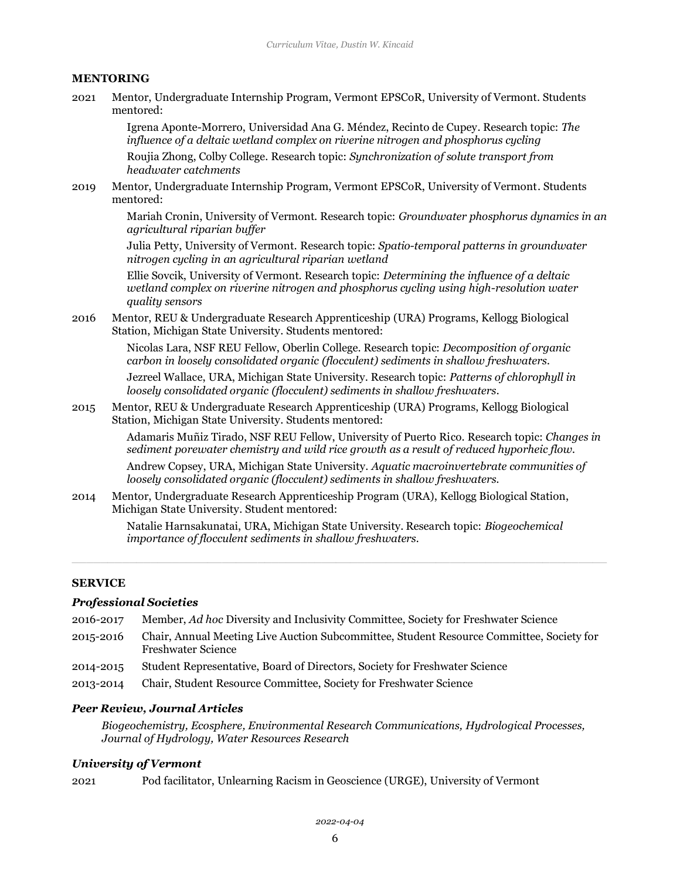## MENTORING

2021 Mentor, Undergraduate Internship Program, Vermont EPSCoR, University of Vermont. Students mentored:

- Igrena Aponte-Morrero, Universidad Ana G. Méndez, Recinto de Cupey. Research topic: *The influence of a deltaic wetland complex on riverine nitrogen and phosphorus cycling*
- Roujia Zhong, Colby College. Research topic: *Synchronization of solute transport from headwater catchments*

2019 Mentor, Undergraduate Internship Program, Vermont EPSCoR, University of Vermont. Students mentored:

- Mariah Cronin, University of Vermont. Research topic: *Groundwater phosphorus dynamics in an agricultural riparian buffer*
- Julia Petty, University of Vermont. Research topic: *Spatio-temporal patterns in groundwater nitrogen cycling in an agricultural riparian wetland*
- Ellie Sovcik, University of Vermont. Research topic: *Determining the influence of a deltaic wetland complex on riverine nitrogen and phosphorus cycling using high-resolution water quality sensors*

2016 Mentor, REU & Undergraduate Research Apprenticeship (URA) Programs, Kellogg Biological Station, Michigan State University. Students mentored:

- Nicolas Lara, NSF REU Fellow, Oberlin College. Research topic: *Decomposition of organic carbon in loosely consolidated organic (flocculent) sediments in shallow freshwaters.*
- Jezreel Wallace, URA, Michigan State University. Research topic: *Patterns of chlorophyll in loosely consolidated organic (flocculent) sediments in shallow freshwaters.*

2015 Mentor, REU & Undergraduate Research Apprenticeship (URA) Programs, Kellogg Biological Station, Michigan State University. Students mentored:

- Adamaris Muñiz Tirado, NSF REU Fellow, University of Puerto Rico. Research topic: *Changes in sediment porewater chemistry and wild rice growth as a result of reduced hyporheic flow.*
- Andrew Copsey, URA, Michigan State University. *Aquatic macroinvertebrate communities of loosely consolidated organic (flocculent) sediments in shallow freshwaters.*

2014 Mentor, Undergraduate Research Apprenticeship Program (URA), Kellogg Biological Station, Michigan State University. Student mentored:

- Natalie Harnsakunatai, URA, Michigan State University. Research topic: *Biogeochemical importance of flocculent sediments in shallow freshwaters.*

---

## SERVICE

### *Professional Societies*

2016-2017 Member, *Ad hoc* Diversity and Inclusivity Committee, Society for Freshwater Science

2015-2016 Chair, Annual Meeting Live Auction Subcommittee, Student Resource Committee, Society for Freshwater Science

2014-2015 Student Representative, Board of Directors, Society for Freshwater Science

2013-2014 Chair, Student Resource Committee, Society for Freshwater Science

### *Peer Review, Journal Articles*

*Biogeochemistry, Ecosphere, Environmental Research Communications, Hydrological Processes, Journal of Hydrology, Water Resources Research*

### *University of Vermont*

2021 Pod facilitator, Unlearning Racism in Geoscience (URGE), University of Vermont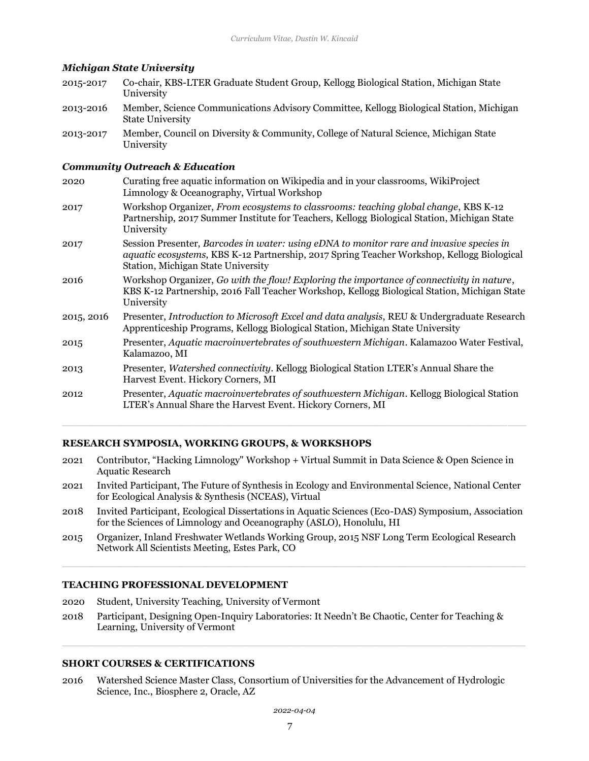### *Michigan State University*

2015-2017 Co-chair, KBS-LTER Graduate Student Group, Kellogg Biological Station, Michigan State University

2013-2016 Member, Science Communications Advisory Committee, Kellogg Biological Station, Michigan State University

2013-2017 Member, Council on Diversity & Community, College of Natural Science, Michigan State University

### *Community Outreach & Education*

2020 Curating free aquatic information on Wikipedia and in your classrooms, WikiProject Limnology & Oceanography, Virtual Workshop

2017 Workshop Organizer, *From ecosystems to classrooms: teaching global change*, KBS K-12 Partnership, 2017 Summer Institute for Teachers, Kellogg Biological Station, Michigan State University

2017 Session Presenter, *Barcodes in water: using eDNA to monitor rare and invasive species in aquatic ecosystems*, KBS K-12 Partnership, 2017 Spring Teacher Workshop, Kellogg Biological Station, Michigan State University

2016 Workshop Organizer, *Go with the flow! Exploring the importance of connectivity in nature*, KBS K-12 Partnership, 2016 Fall Teacher Workshop, Kellogg Biological Station, Michigan State University

2015, 2016 Presenter, *Introduction to Microsoft Excel and data analysis*, REU & Undergraduate Research Apprenticeship Programs, Kellogg Biological Station, Michigan State University

2015 Presenter, *Aquatic macroinvertebrates of southwestern Michigan*. Kalamazoo Water Festival, Kalamazoo, MI

2013 Presenter, *Watershed connectivity*. Kellogg Biological Station LTER's Annual Share the Harvest Event. Hickory Corners, MI

2012 Presenter, *Aquatic macroinvertebrates of southwestern Michigan*. Kellogg Biological Station LTER's Annual Share the Harvest Event. Hickory Corners, MI

---

## RESEARCH SYMPOSIA, WORKING GROUPS, & WORKSHOPS

2021 Contributor, "Hacking Limnology" Workshop + Virtual Summit in Data Science & Open Science in Aquatic Research

2021 Invited Participant, The Future of Synthesis in Ecology and Environmental Science, National Center for Ecological Analysis & Synthesis (NCEAS), Virtual

2018 Invited Participant, Ecological Dissertations in Aquatic Sciences (Eco-DAS) Symposium, Association for the Sciences of Limnology and Oceanography (ASLO), Honolulu, HI

2015 Organizer, Inland Freshwater Wetlands Working Group, 2015 NSF Long Term Ecological Research Network All Scientists Meeting, Estes Park, CO

---

## TEACHING PROFESSIONAL DEVELOPMENT

2020 Student, University Teaching, University of Vermont

2018 Participant, Designing Open-Inquiry Laboratories: It Needn't Be Chaotic, Center for Teaching & Learning, University of Vermont

---

## SHORT COURSES & CERTIFICATIONS

2016 Watershed Science Master Class, Consortium of Universities for the Advancement of Hydrologic Science, Inc., Biosphere 2, Oracle, AZ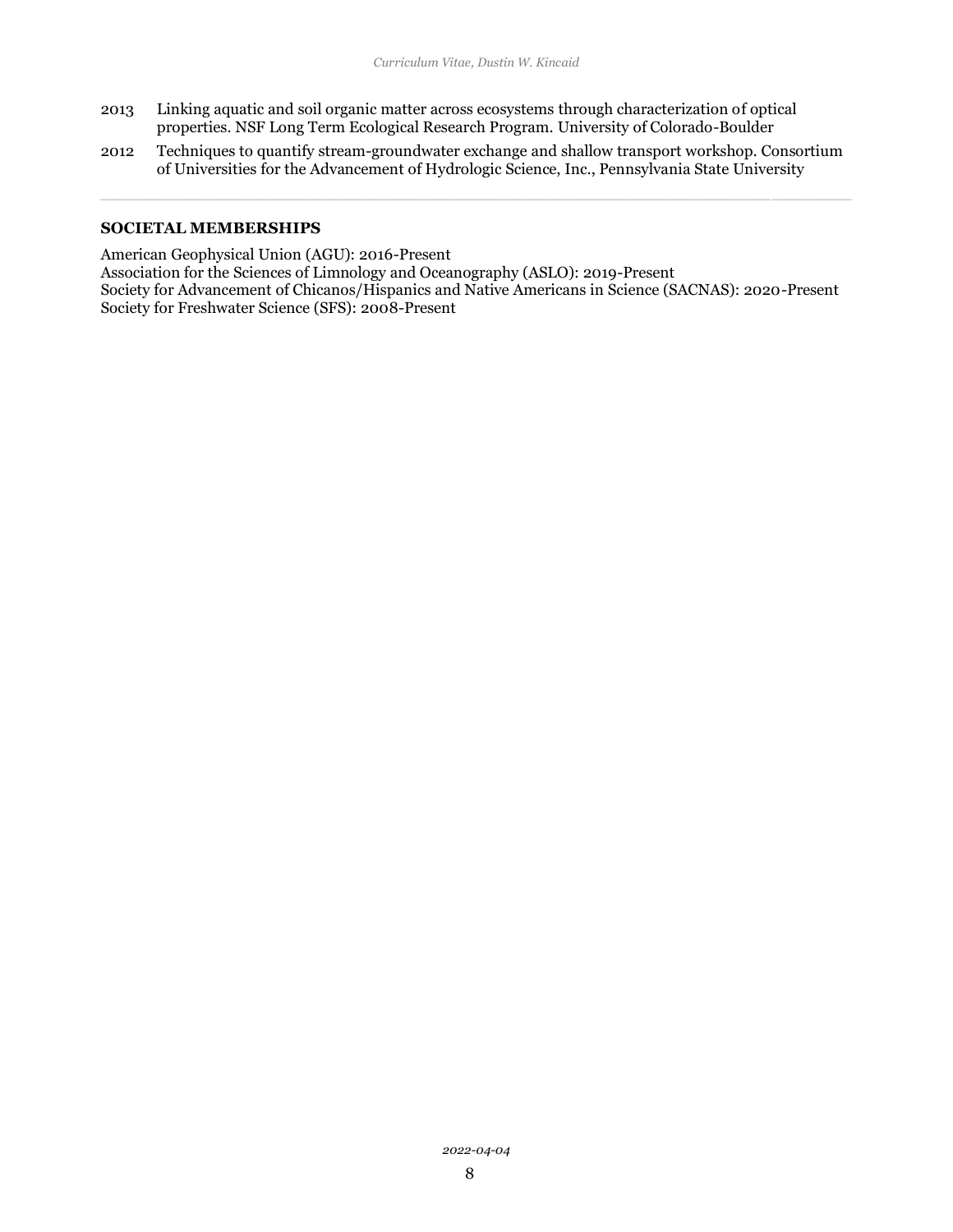2013 Linking aquatic and soil organic matter across ecosystems through characterization of optical properties. NSF Long Term Ecological Research Program. University of Colorado-Boulder

2012 Techniques to quantify stream-groundwater exchange and shallow transport workshop. Consortium of Universities for the Advancement of Hydrologic Science, Inc., Pennsylvania State University

---

## SOCIETAL MEMBERSHIPS

American Geophysical Union (AGU): 2016-Present
Association for the Sciences of Limnology and Oceanography (ASLO): 2019-Present
Society for Advancement of Chicanos/Hispanics and Native Americans in Science (SACNAS): 2020-Present
Society for Freshwater Science (SFS): 2008-Present